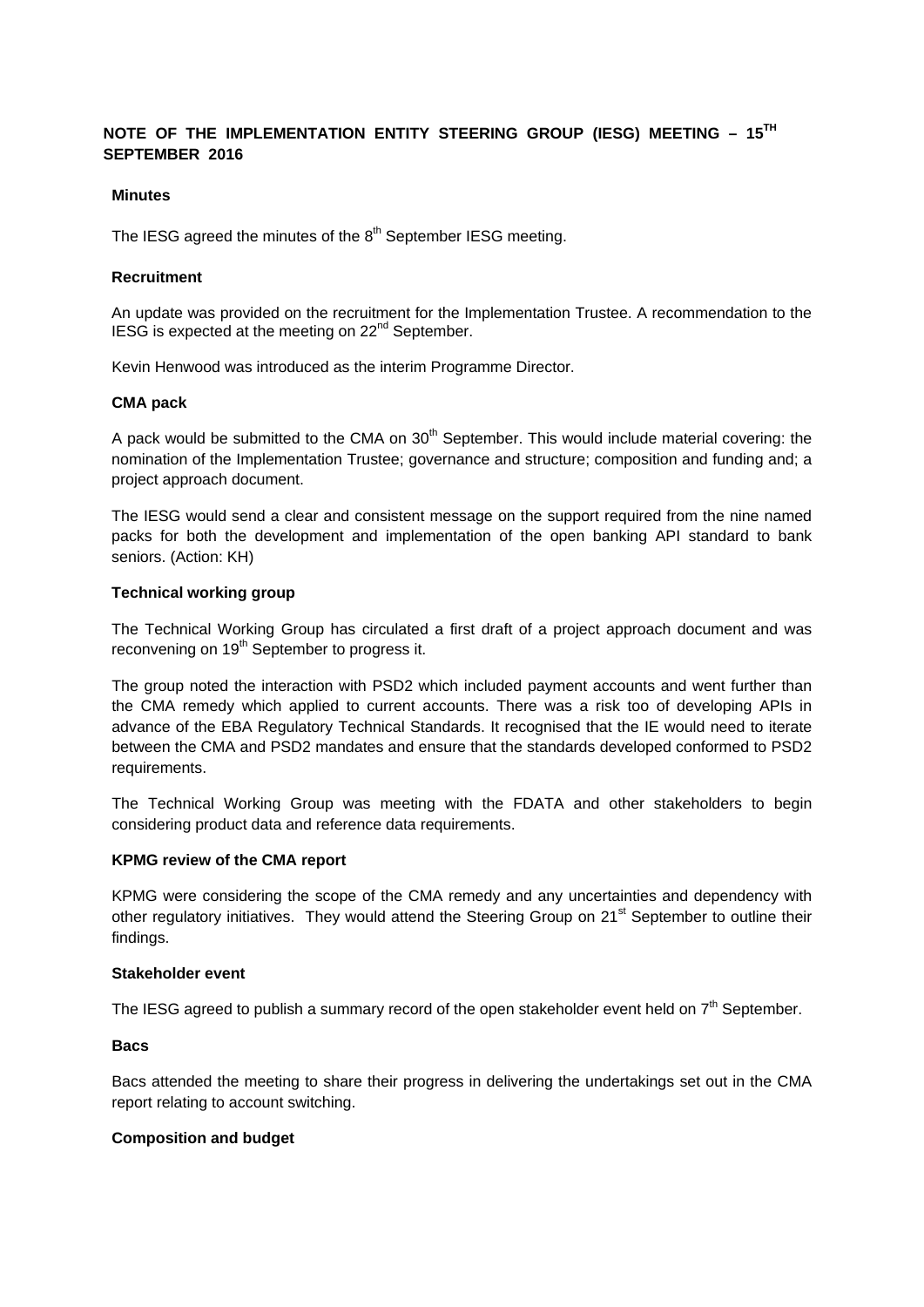# NOTE OF THE IMPLEMENTATION ENTITY STEERING GROUP (IESG) MEETING – 15TH SEPTEMBER 2016

### Minutes

The IESG agreed the minutes of the 8th September IESG meeting.

### Recruitment

An update was provided on the recruitment for the Implementation Trustee. A recommendation to the IESG is expected at the meeting on 22nd September.

Kevin Henwood was introduced as the interim Programme Director.

### CMA pack

A pack would be submitted to the CMA on 30th September. This would include material covering: the nomination of the Implementation Trustee; governance and structure; composition and funding and; a project approach document.

The IESG would send a clear and consistent message on the support required from the nine named packs for both the development and implementation of the open banking API standard to bank seniors. (Action: KH)

### Technical working group

The Technical Working Group has circulated a first draft of a project approach document and was reconvening on 19th September to progress it.

The group noted the interaction with PSD2 which included payment accounts and went further than the CMA remedy which applied to current accounts. There was a risk too of developing APIs in advance of the EBA Regulatory Technical Standards. It recognised that the IE would need to iterate between the CMA and PSD2 mandates and ensure that the standards developed conformed to PSD2 requirements.

The Technical Working Group was meeting with the FDATA and other stakeholders to begin considering product data and reference data requirements.

### KPMG review of the CMA report

KPMG were considering the scope of the CMA remedy and any uncertainties and dependency with other regulatory initiatives. They would attend the Steering Group on 21st September to outline their findings.

### Stakeholder event

The IESG agreed to publish a summary record of the open stakeholder event held on 7th September.

### Bacs

Bacs attended the meeting to share their progress in delivering the undertakings set out in the CMA report relating to account switching.

### Composition and budget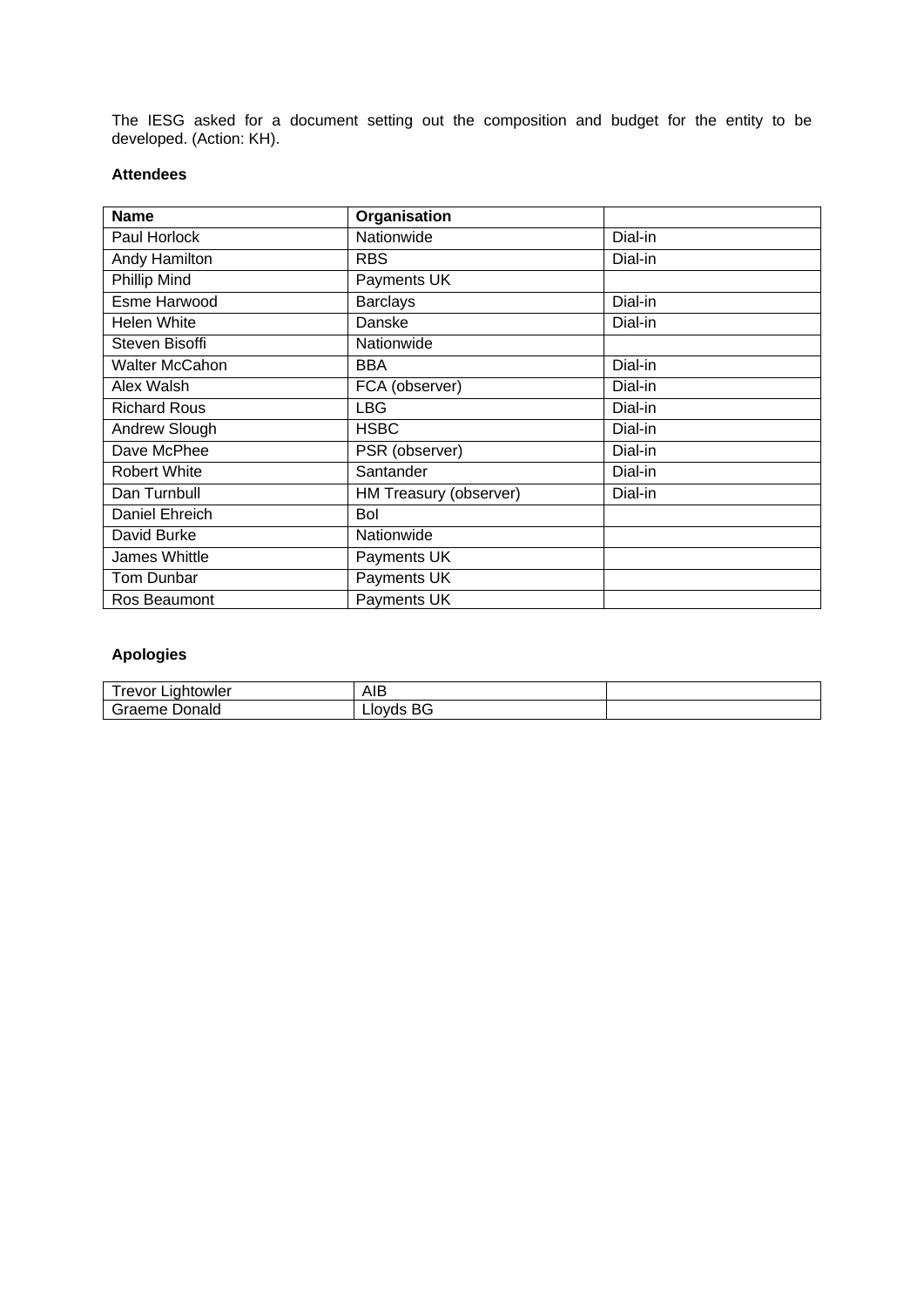The IESG asked for a document setting out the composition and budget for the entity to be developed. (Action: KH).

**Attendees**

| **Name** | **Organisation** | |
|---|---|---|
| Paul Horlock | Nationwide | Dial-in |
| Andy Hamilton | RBS | Dial-in |
| Phillip Mind | Payments UK | |
| Esme Harwood | Barclays | Dial-in |
| Helen White | Danske | Dial-in |
| Steven Bisoffi | Nationwide | |
| Walter McCahon | BBA | Dial-in |
| Alex Walsh | FCA (observer) | Dial-in |
| Richard Rous | LBG | Dial-in |
| Andrew Slough | HSBC | Dial-in |
| Dave McPhee | PSR (observer) | Dial-in |
| Robert White | Santander | Dial-in |
| Dan Turnbull | HM Treasury (observer) | Dial-in |
| Daniel Ehreich | BoI | |
| David Burke | Nationwide | |
| James Whittle | Payments UK | |
| Tom Dunbar | Payments UK | |
| Ros Beaumont | Payments UK | |

**Apologies**

| | | |
|---|---|---|
| Trevor Lightowler | AIB | |
| Graeme Donald | Lloyds BG | |